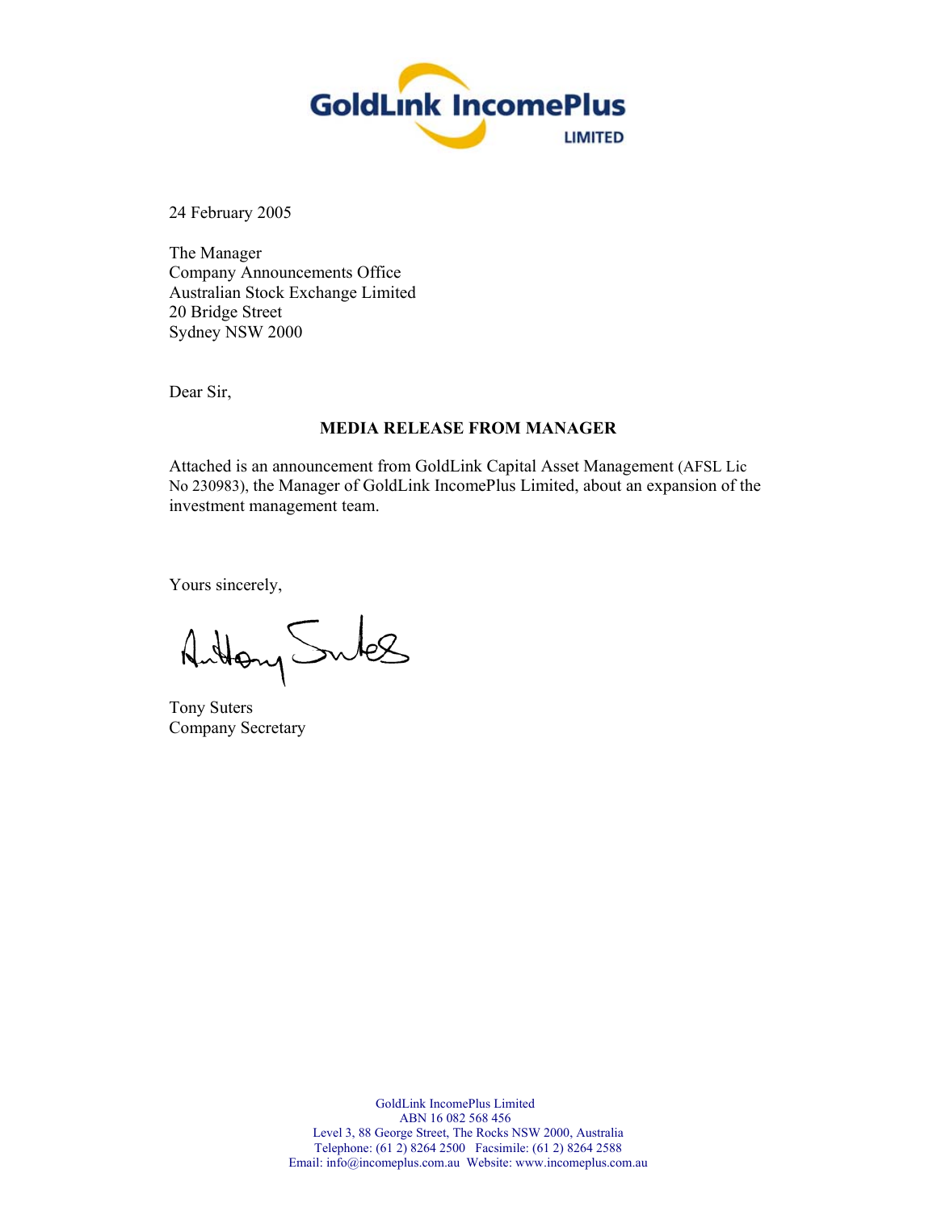GoldLink IncomePlus LIMITED

24 February 2005

The Manager
Company Announcements Office
Australian Stock Exchange Limited
20 Bridge Street
Sydney NSW 2000

Dear Sir,

**MEDIA RELEASE FROM MANAGER**

Attached is an announcement from GoldLink Capital Asset Management (AFSL Lic No 230983), the Manager of GoldLink IncomePlus Limited, about an expansion of the investment management team.

Yours sincerely,

Tony Suters
Company Secretary

GoldLink IncomePlus Limited
ABN 16 082 568 456
Level 3, 88 George Street, The Rocks NSW 2000, Australia
Telephone: (61 2) 8264 2500 Facsimile: (61 2) 8264 2588
Email: info@incomeplus.com.au Website: www.incomeplus.com.au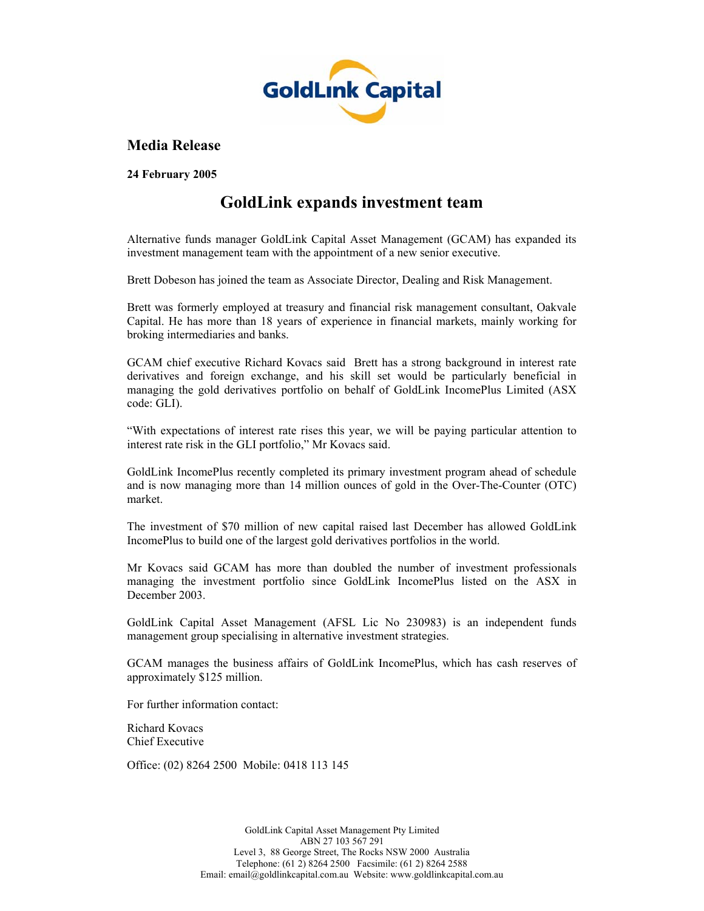GoldLink Capital

## Media Release

**24 February 2005**

# GoldLink expands investment team

Alternative funds manager GoldLink Capital Asset Management (GCAM) has expanded its investment management team with the appointment of a new senior executive.

Brett Dobeson has joined the team as Associate Director, Dealing and Risk Management.

Brett was formerly employed at treasury and financial risk management consultant, Oakvale Capital. He has more than 18 years of experience in financial markets, mainly working for broking intermediaries and banks.

GCAM chief executive Richard Kovacs said Brett has a strong background in interest rate derivatives and foreign exchange, and his skill set would be particularly beneficial in managing the gold derivatives portfolio on behalf of GoldLink IncomePlus Limited (ASX code: GLI).

"With expectations of interest rate rises this year, we will be paying particular attention to interest rate risk in the GLI portfolio," Mr Kovacs said.

GoldLink IncomePlus recently completed its primary investment program ahead of schedule and is now managing more than 14 million ounces of gold in the Over-The-Counter (OTC) market.

The investment of $70 million of new capital raised last December has allowed GoldLink IncomePlus to build one of the largest gold derivatives portfolios in the world.

Mr Kovacs said GCAM has more than doubled the number of investment professionals managing the investment portfolio since GoldLink IncomePlus listed on the ASX in December 2003.

GoldLink Capital Asset Management (AFSL Lic No 230983) is an independent funds management group specialising in alternative investment strategies.

GCAM manages the business affairs of GoldLink IncomePlus, which has cash reserves of approximately $125 million.

For further information contact:

Richard Kovacs
Chief Executive

Office: (02) 8264 2500 Mobile: 0418 113 145

GoldLink Capital Asset Management Pty Limited
ABN 27 103 567 291
Level 3, 88 George Street, The Rocks NSW 2000 Australia
Telephone: (61 2) 8264 2500 Facsimile: (61 2) 8264 2588
Email: email@goldlinkcapital.com.au Website: www.goldlinkcapital.com.au